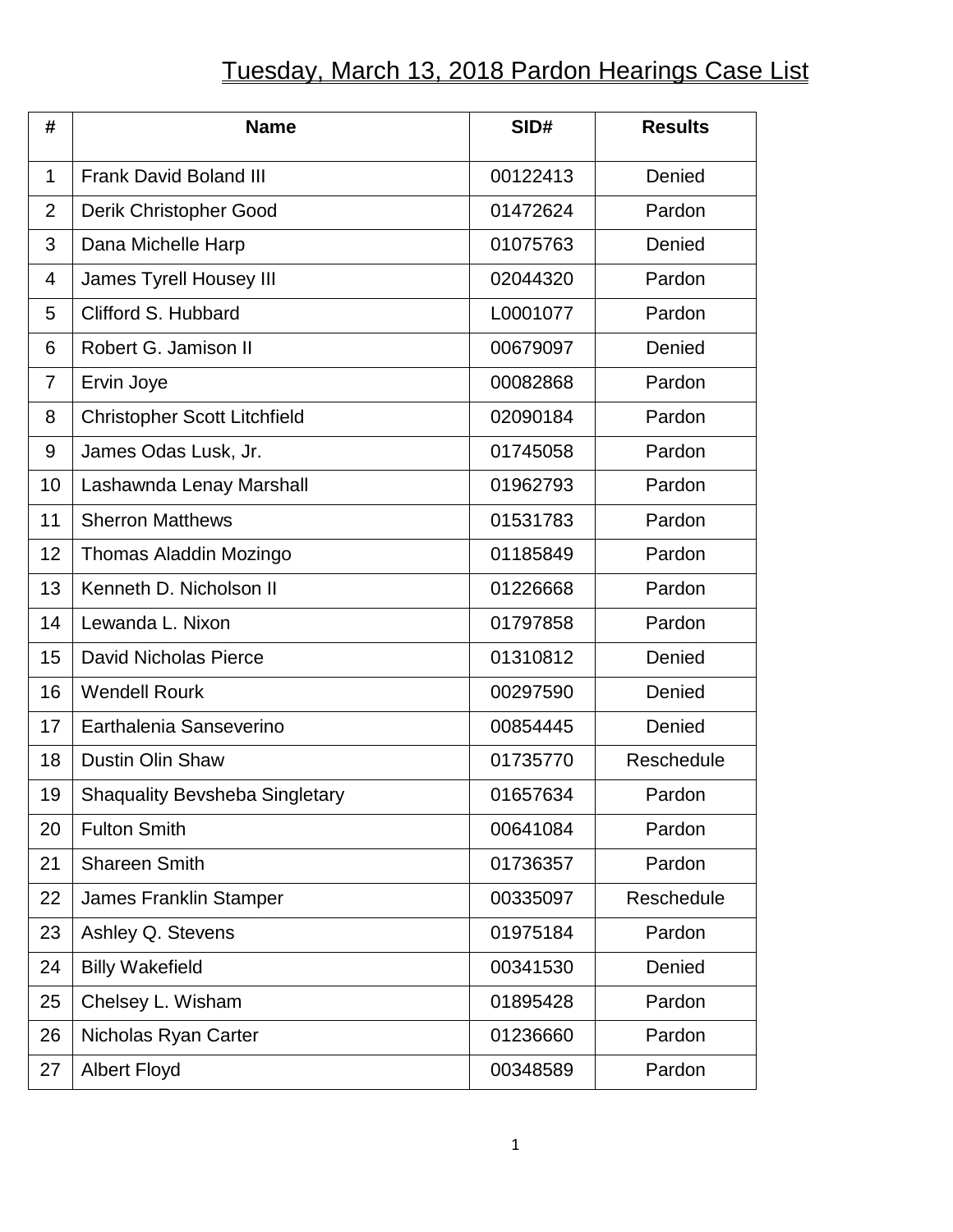# Tuesday, March 13, 2018 Pardon Hearings Case List

| # | Name | SID# | Results |
|---|---|---|---|
| 1 | Frank David Boland III | 00122413 | Denied |
| 2 | Derik Christopher Good | 01472624 | Pardon |
| 3 | Dana Michelle Harp | 01075763 | Denied |
| 4 | James Tyrell Housey III | 02044320 | Pardon |
| 5 | Clifford S. Hubbard | L0001077 | Pardon |
| 6 | Robert G. Jamison II | 00679097 | Denied |
| 7 | Ervin Joye | 00082868 | Pardon |
| 8 | Christopher Scott Litchfield | 02090184 | Pardon |
| 9 | James Odas Lusk, Jr. | 01745058 | Pardon |
| 10 | Lashawnda Lenay Marshall | 01962793 | Pardon |
| 11 | Sherron Matthews | 01531783 | Pardon |
| 12 | Thomas Aladdin Mozingo | 01185849 | Pardon |
| 13 | Kenneth D. Nicholson II | 01226668 | Pardon |
| 14 | Lewanda L. Nixon | 01797858 | Pardon |
| 15 | David Nicholas Pierce | 01310812 | Denied |
| 16 | Wendell Rourk | 00297590 | Denied |
| 17 | Earthalenia Sanseverino | 00854445 | Denied |
| 18 | Dustin Olin Shaw | 01735770 | Reschedule |
| 19 | Shaquality Bevsheba Singletary | 01657634 | Pardon |
| 20 | Fulton Smith | 00641084 | Pardon |
| 21 | Shareen Smith | 01736357 | Pardon |
| 22 | James Franklin Stamper | 00335097 | Reschedule |
| 23 | Ashley Q. Stevens | 01975184 | Pardon |
| 24 | Billy Wakefield | 00341530 | Denied |
| 25 | Chelsey L. Wisham | 01895428 | Pardon |
| 26 | Nicholas Ryan Carter | 01236660 | Pardon |
| 27 | Albert Floyd | 00348589 | Pardon |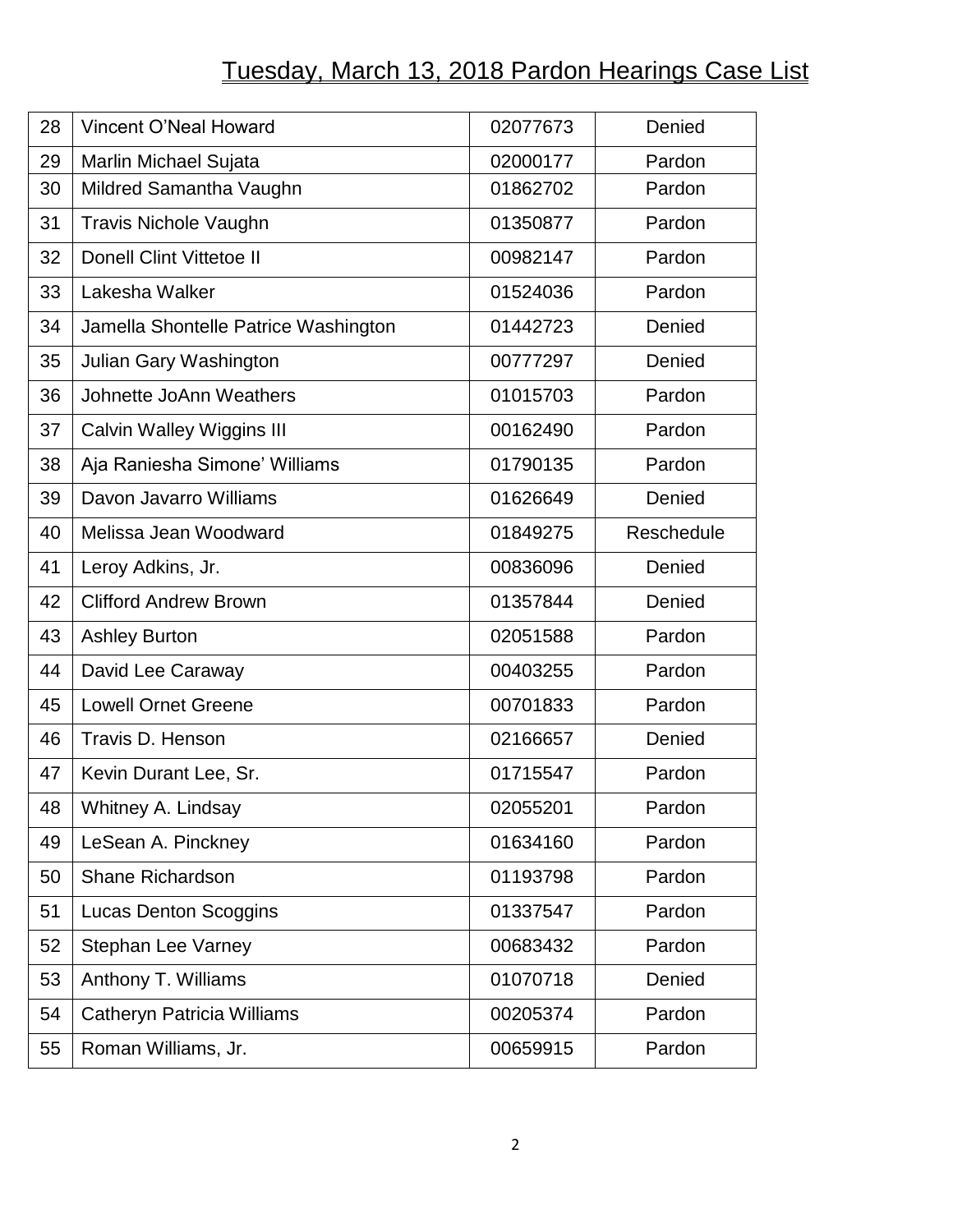## Tuesday, March 13, 2018 Pardon Hearings Case List

| | | | |
|---|---|---|---|
| 28 | Vincent O'Neal Howard | 02077673 | Denied |
| 29 | Marlin Michael Sujata | 02000177 | Pardon |
| 30 | Mildred Samantha Vaughn | 01862702 | Pardon |
| 31 | Travis Nichole Vaughn | 01350877 | Pardon |
| 32 | Donell Clint Vittetoe II | 00982147 | Pardon |
| 33 | Lakesha Walker | 01524036 | Pardon |
| 34 | Jamella Shontelle Patrice Washington | 01442723 | Denied |
| 35 | Julian Gary Washington | 00777297 | Denied |
| 36 | Johnette JoAnn Weathers | 01015703 | Pardon |
| 37 | Calvin Walley Wiggins III | 00162490 | Pardon |
| 38 | Aja Raniesha Simone' Williams | 01790135 | Pardon |
| 39 | Davon Javarro Williams | 01626649 | Denied |
| 40 | Melissa Jean Woodward | 01849275 | Reschedule |
| 41 | Leroy Adkins, Jr. | 00836096 | Denied |
| 42 | Clifford Andrew Brown | 01357844 | Denied |
| 43 | Ashley Burton | 02051588 | Pardon |
| 44 | David Lee Caraway | 00403255 | Pardon |
| 45 | Lowell Ornet Greene | 00701833 | Pardon |
| 46 | Travis D. Henson | 02166657 | Denied |
| 47 | Kevin Durant Lee, Sr. | 01715547 | Pardon |
| 48 | Whitney A. Lindsay | 02055201 | Pardon |
| 49 | LeSean A. Pinckney | 01634160 | Pardon |
| 50 | Shane Richardson | 01193798 | Pardon |
| 51 | Lucas Denton Scoggins | 01337547 | Pardon |
| 52 | Stephan Lee Varney | 00683432 | Pardon |
| 53 | Anthony T. Williams | 01070718 | Denied |
| 54 | Catheryn Patricia Williams | 00205374 | Pardon |
| 55 | Roman Williams, Jr. | 00659915 | Pardon |